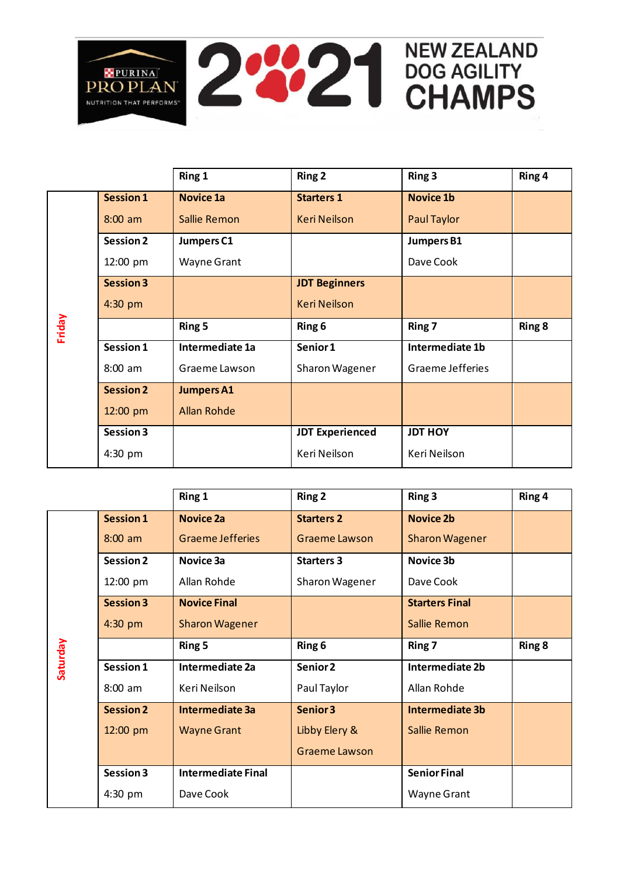# 2021 NEW ZEALAND DOG AGILITY CHAMPS

PURINA PRO PLAN — NUTRITION THAT PERFORMS

| Friday | | Ring 1 | Ring 2 | Ring 3 | Ring 4 |
|---|---|---|---|---|---|
| | **Session 1** 8:00 am | **Novice 1a** Sallie Remon | **Starters 1** Keri Neilson | **Novice 1b** Paul Taylor | |
| | **Session 2** 12:00 pm | **Jumpers C1** Wayne Grant | | **Jumpers B1** Dave Cook | |
| | **Session 3** 4:30 pm | | **JDT Beginners** Keri Neilson | | |
| | | **Ring 5** | **Ring 6** | **Ring 7** | **Ring 8** |
| | **Session 1** 8:00 am | **Intermediate 1a** Graeme Lawson | **Senior 1** Sharon Wagener | **Intermediate 1b** Graeme Jefferies | |
| | **Session 2** 12:00 pm | **Jumpers A1** Allan Rohde | | | |
| | **Session 3** 4:30 pm | | **JDT Experienced** Keri Neilson | **JDT HOY** Keri Neilson | |

| Saturday | | Ring 1 | Ring 2 | Ring 3 | Ring 4 |
|---|---|---|---|---|---|
| | **Session 1** 8:00 am | **Novice 2a** Graeme Jefferies | **Starters 2** Graeme Lawson | **Novice 2b** Sharon Wagener | |
| | **Session 2** 12:00 pm | **Novice 3a** Allan Rohde | **Starters 3** Sharon Wagener | **Novice 3b** Dave Cook | |
| | **Session 3** 4:30 pm | **Novice Final** Sharon Wagener | | **Starters Final** Sallie Remon | |
| | | **Ring 5** | **Ring 6** | **Ring 7** | **Ring 8** |
| | **Session 1** 8:00 am | **Intermediate 2a** Keri Neilson | **Senior 2** Paul Taylor | **Intermediate 2b** Allan Rohde | |
| | **Session 2** 12:00 pm | **Intermediate 3a** Wayne Grant | **Senior 3** Libby Elery & Graeme Lawson | **Intermediate 3b** Sallie Remon | |
| | **Session 3** 4:30 pm | **Intermediate Final** Dave Cook | | **Senior Final** Wayne Grant | |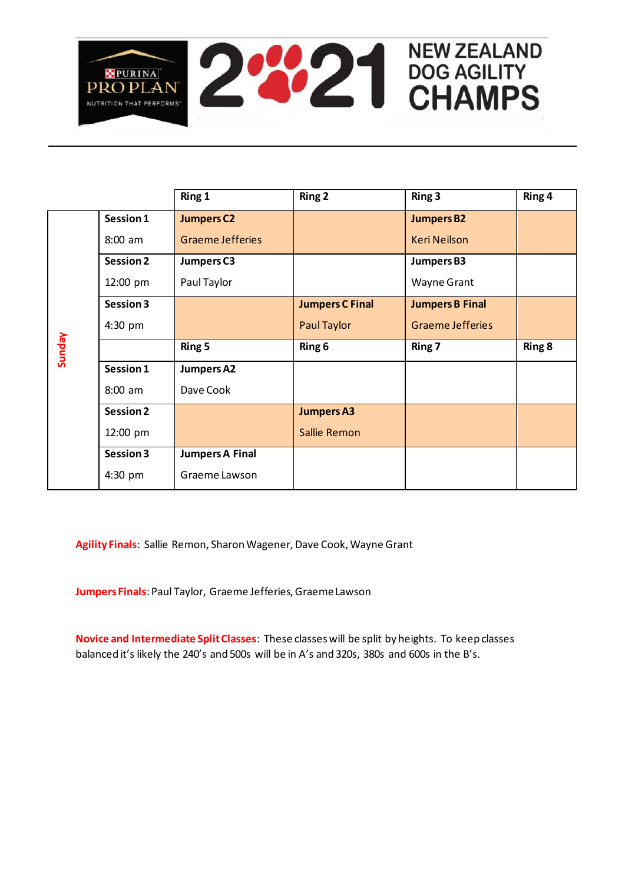NEW ZEALAND DOG AGILITY CHAMPS 2021

| | | Ring 1 | Ring 2 | Ring 3 | Ring 4 |
|---|---|---|---|---|---|
| Sunday | **Session 1** 8:00 am | **Jumpers C2** Graeme Jefferies | | **Jumpers B2** Keri Neilson | |
| | **Session 2** 12:00 pm | **Jumpers C3** Paul Taylor | | **Jumpers B3** Wayne Grant | |
| | **Session 3** 4:30 pm | | **Jumpers C Final** Paul Taylor | **Jumpers B Final** Graeme Jefferies | |
| | | **Ring 5** | **Ring 6** | **Ring 7** | **Ring 8** |
| | **Session 1** 8:00 am | **Jumpers A2** Dave Cook | | | |
| | **Session 2** 12:00 pm | | **Jumpers A3** Sallie Remon | | |
| | **Session 3** 4:30 pm | **Jumpers A Final** Graeme Lawson | | | |

**Agility Finals**: Sallie Remon, Sharon Wagener, Dave Cook, Wayne Grant

**Jumpers Finals**: Paul Taylor, Graeme Jefferies, Graeme Lawson

**Novice and Intermediate Split Classes**: These classes will be split by heights. To keep classes balanced it's likely the 240's and 500s will be in A's and 320s, 380s and 600s in the B's.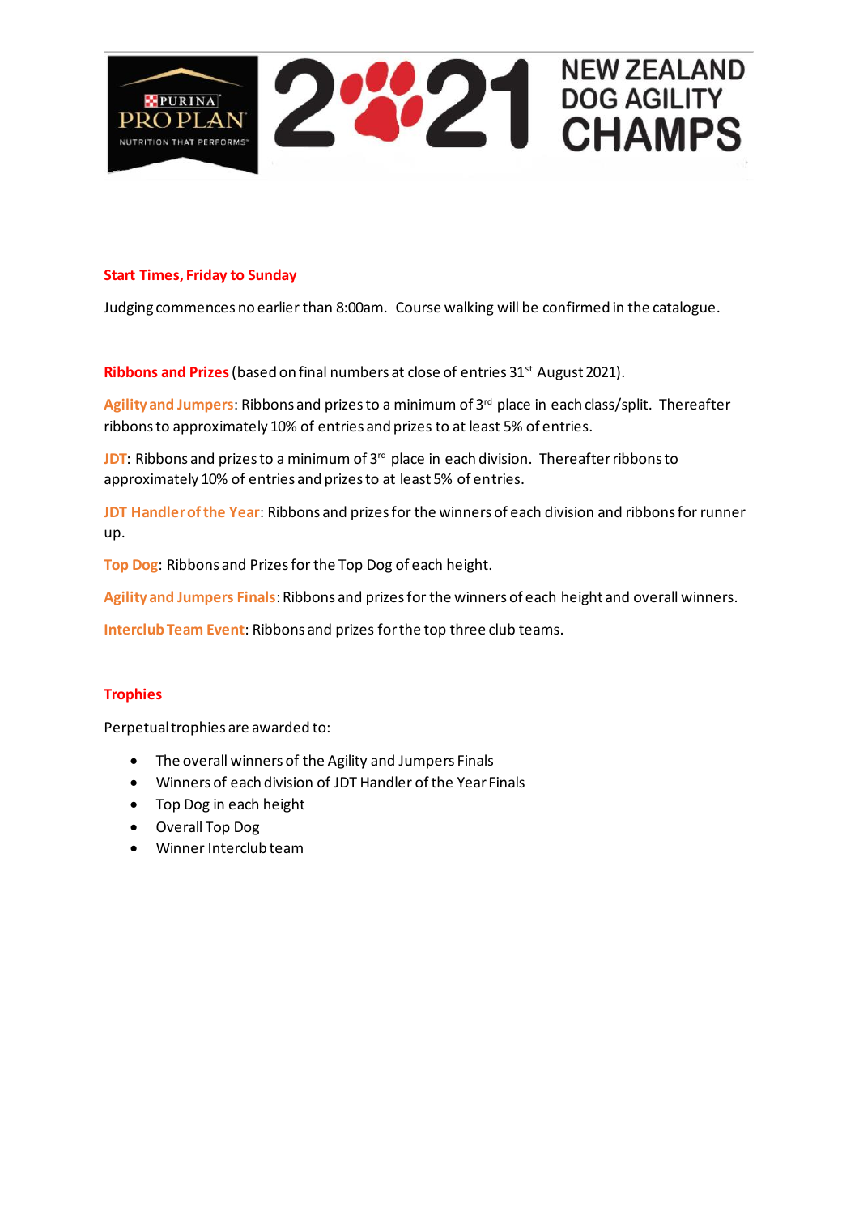## Start Times, Friday to Sunday

Judging commences no earlier than 8:00am. Course walking will be confirmed in the catalogue.

**Ribbons and Prizes** (based on final numbers at close of entries 31st August 2021).

**Agility and Jumpers**: Ribbons and prizes to a minimum of 3rd place in each class/split. Thereafter ribbons to approximately 10% of entries and prizes to at least 5% of entries.

**JDT**: Ribbons and prizes to a minimum of 3rd place in each division. Thereafter ribbons to approximately 10% of entries and prizes to at least 5% of entries.

**JDT Handler of the Year**: Ribbons and prizes for the winners of each division and ribbons for runner up.

**Top Dog**: Ribbons and Prizes for the Top Dog of each height.

**Agility and Jumpers Finals**: Ribbons and prizes for the winners of each height and overall winners.

**Interclub Team Event**: Ribbons and prizes for the top three club teams.

## Trophies

Perpetual trophies are awarded to:

- The overall winners of the Agility and Jumpers Finals
- Winners of each division of JDT Handler of the Year Finals
- Top Dog in each height
- Overall Top Dog
- Winner Interclub team